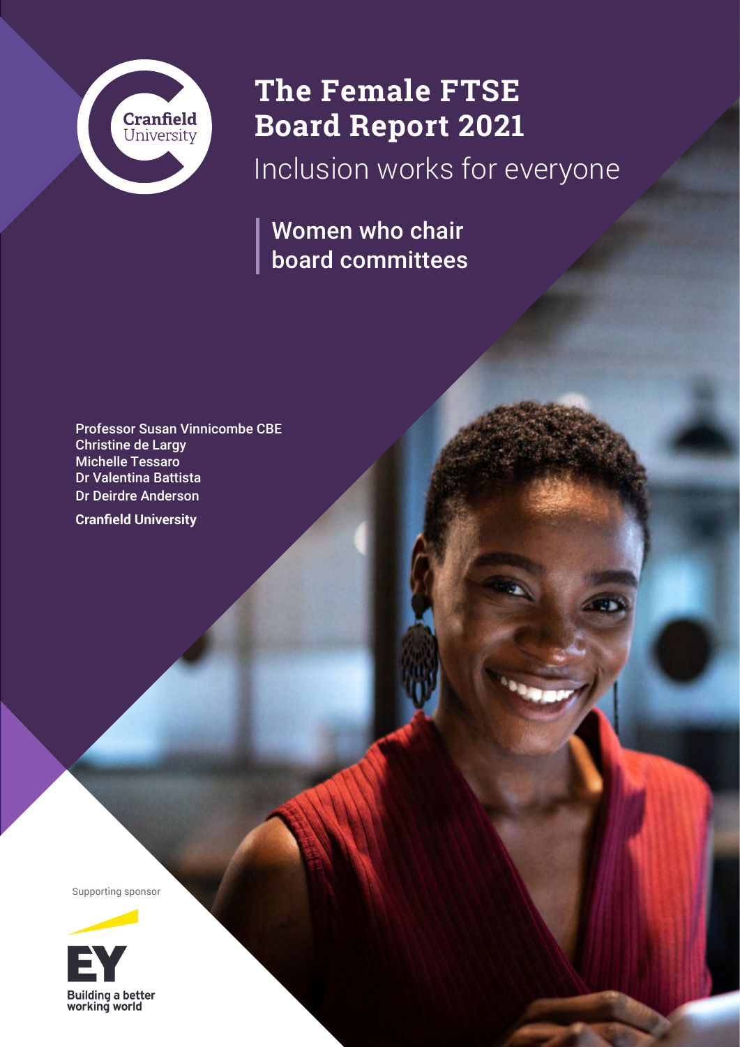# The Female FTSE Board Report 2021

## Inclusion works for everyone

**Women who chair board committees**

Professor Susan Vinnicombe CBE
Christine de Largy
Michelle Tessaro
Dr Valentina Battista
Dr Deirdre Anderson

**Cranfield University**

Supporting sponsor

EY
Building a better working world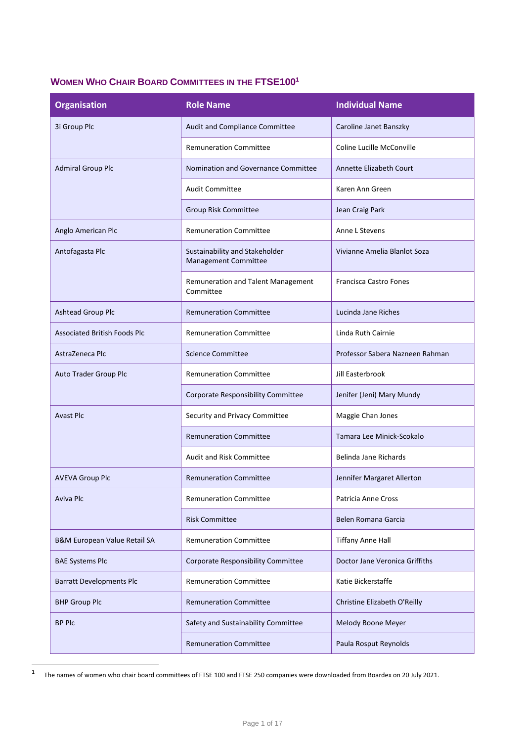## WOMEN WHO CHAIR BOARD COMMITTEES IN THE FTSE100[1]

| Organisation | Role Name | Individual Name |
|---|---|---|
| 3i Group Plc | Audit and Compliance Committee | Caroline Janet Banszky |
| | Remuneration Committee | Coline Lucille McConville |
| Admiral Group Plc | Nomination and Governance Committee | Annette Elizabeth Court |
| | Audit Committee | Karen Ann Green |
| | Group Risk Committee | Jean Craig Park |
| Anglo American Plc | Remuneration Committee | Anne L Stevens |
| Antofagasta Plc | Sustainability and Stakeholder Management Committee | Vivianne Amelia Blanlot Soza |
| | Remuneration and Talent Management Committee | Francisca Castro Fones |
| Ashtead Group Plc | Remuneration Committee | Lucinda Jane Riches |
| Associated British Foods Plc | Remuneration Committee | Linda Ruth Cairnie |
| AstraZeneca Plc | Science Committee | Professor Sabera Nazneen Rahman |
| Auto Trader Group Plc | Remuneration Committee | Jill Easterbrook |
| | Corporate Responsibility Committee | Jenifer (Jeni) Mary Mundy |
| Avast Plc | Security and Privacy Committee | Maggie Chan Jones |
| | Remuneration Committee | Tamara Lee Minick-Scokalo |
| | Audit and Risk Committee | Belinda Jane Richards |
| AVEVA Group Plc | Remuneration Committee | Jennifer Margaret Allerton |
| Aviva Plc | Remuneration Committee | Patricia Anne Cross |
| | Risk Committee | Belen Romana Garcia |
| B&M European Value Retail SA | Remuneration Committee | Tiffany Anne Hall |
| BAE Systems Plc | Corporate Responsibility Committee | Doctor Jane Veronica Griffiths |
| Barratt Developments Plc | Remuneration Committee | Katie Bickerstaffe |
| BHP Group Plc | Remuneration Committee | Christine Elizabeth O'Reilly |
| BP Plc | Safety and Sustainability Committee | Melody Boone Meyer |
| | Remuneration Committee | Paula Rosput Reynolds |

[1] The names of women who chair board committees of FTSE 100 and FTSE 250 companies were downloaded from Boardex on 20 July 2021.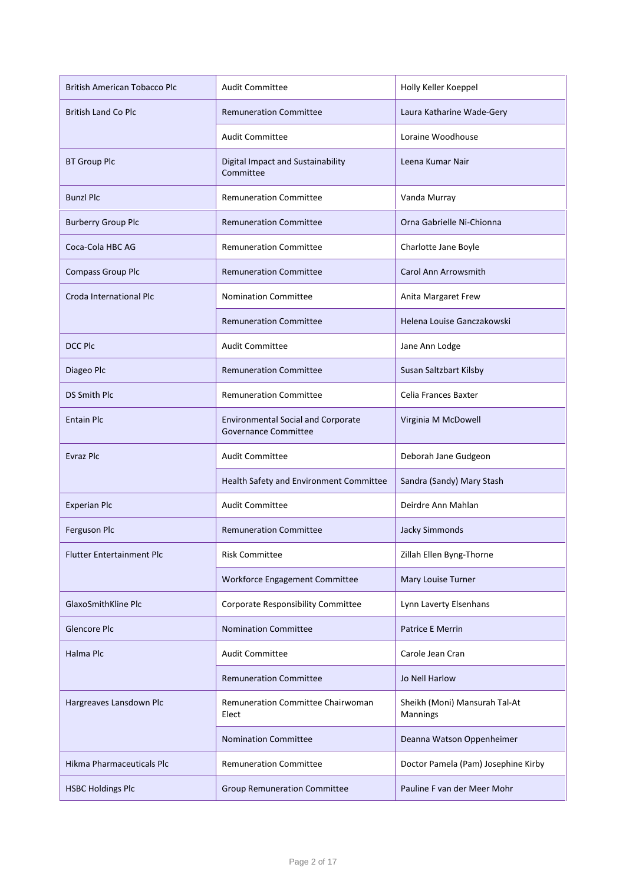| | | |
|---|---|---|
| British American Tobacco Plc | Audit Committee | Holly Keller Koeppel |
| British Land Co Plc | Remuneration Committee | Laura Katharine Wade-Gery |
| | Audit Committee | Loraine Woodhouse |
| BT Group Plc | Digital Impact and Sustainability Committee | Leena Kumar Nair |
| Bunzl Plc | Remuneration Committee | Vanda Murray |
| Burberry Group Plc | Remuneration Committee | Orna Gabrielle Ni-Chionna |
| Coca-Cola HBC AG | Remuneration Committee | Charlotte Jane Boyle |
| Compass Group Plc | Remuneration Committee | Carol Ann Arrowsmith |
| Croda International Plc | Nomination Committee | Anita Margaret Frew |
| | Remuneration Committee | Helena Louise Ganczakowski |
| DCC Plc | Audit Committee | Jane Ann Lodge |
| Diageo Plc | Remuneration Committee | Susan Saltzbart Kilsby |
| DS Smith Plc | Remuneration Committee | Celia Frances Baxter |
| Entain Plc | Environmental Social and Corporate Governance Committee | Virginia M McDowell |
| Evraz Plc | Audit Committee | Deborah Jane Gudgeon |
| | Health Safety and Environment Committee | Sandra (Sandy) Mary Stash |
| Experian Plc | Audit Committee | Deirdre Ann Mahlan |
| Ferguson Plc | Remuneration Committee | Jacky Simmonds |
| Flutter Entertainment Plc | Risk Committee | Zillah Ellen Byng-Thorne |
| | Workforce Engagement Committee | Mary Louise Turner |
| GlaxoSmithKline Plc | Corporate Responsibility Committee | Lynn Laverty Elsenhans |
| Glencore Plc | Nomination Committee | Patrice E Merrin |
| Halma Plc | Audit Committee | Carole Jean Cran |
| | Remuneration Committee | Jo Nell Harlow |
| Hargreaves Lansdown Plc | Remuneration Committee Chairwoman Elect | Sheikh (Moni) Mansurah Tal-At Mannings |
| | Nomination Committee | Deanna Watson Oppenheimer |
| Hikma Pharmaceuticals Plc | Remuneration Committee | Doctor Pamela (Pam) Josephine Kirby |
| HSBC Holdings Plc | Group Remuneration Committee | Pauline F van der Meer Mohr |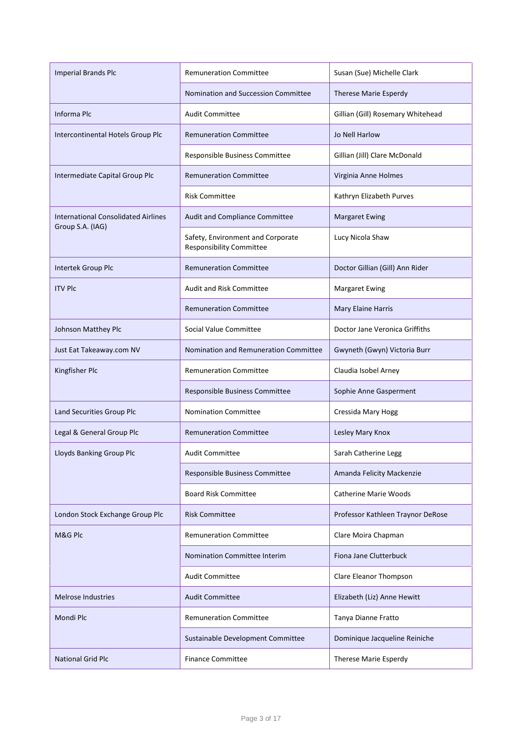| | | |
|---|---|---|
| Imperial Brands Plc | Remuneration Committee | Susan (Sue) Michelle Clark |
| | Nomination and Succession Committee | Therese Marie Esperdy |
| Informa Plc | Audit Committee | Gillian (Gill) Rosemary Whitehead |
| Intercontinental Hotels Group Plc | Remuneration Committee | Jo Nell Harlow |
| | Responsible Business Committee | Gillian (Jill) Clare McDonald |
| Intermediate Capital Group Plc | Remuneration Committee | Virginia Anne Holmes |
| | Risk Committee | Kathryn Elizabeth Purves |
| International Consolidated Airlines Group S.A. (IAG) | Audit and Compliance Committee | Margaret Ewing |
| | Safety, Environment and Corporate Responsibility Committee | Lucy Nicola Shaw |
| Intertek Group Plc | Remuneration Committee | Doctor Gillian (Gill) Ann Rider |
| ITV Plc | Audit and Risk Committee | Margaret Ewing |
| | Remuneration Committee | Mary Elaine Harris |
| Johnson Matthey Plc | Social Value Committee | Doctor Jane Veronica Griffiths |
| Just Eat Takeaway.com NV | Nomination and Remuneration Committee | Gwyneth (Gwyn) Victoria Burr |
| Kingfisher Plc | Remuneration Committee | Claudia Isobel Arney |
| | Responsible Business Committee | Sophie Anne Gasperment |
| Land Securities Group Plc | Nomination Committee | Cressida Mary Hogg |
| Legal & General Group Plc | Remuneration Committee | Lesley Mary Knox |
| Lloyds Banking Group Plc | Audit Committee | Sarah Catherine Legg |
| | Responsible Business Committee | Amanda Felicity Mackenzie |
| | Board Risk Committee | Catherine Marie Woods |
| London Stock Exchange Group Plc | Risk Committee | Professor Kathleen Traynor DeRose |
| M&G Plc | Remuneration Committee | Clare Moira Chapman |
| | Nomination Committee Interim | Fiona Jane Clutterbuck |
| | Audit Committee | Clare Eleanor Thompson |
| Melrose Industries | Audit Committee | Elizabeth (Liz) Anne Hewitt |
| Mondi Plc | Remuneration Committee | Tanya Dianne Fratto |
| | Sustainable Development Committee | Dominique Jacqueline Reiniche |
| National Grid Plc | Finance Committee | Therese Marie Esperdy |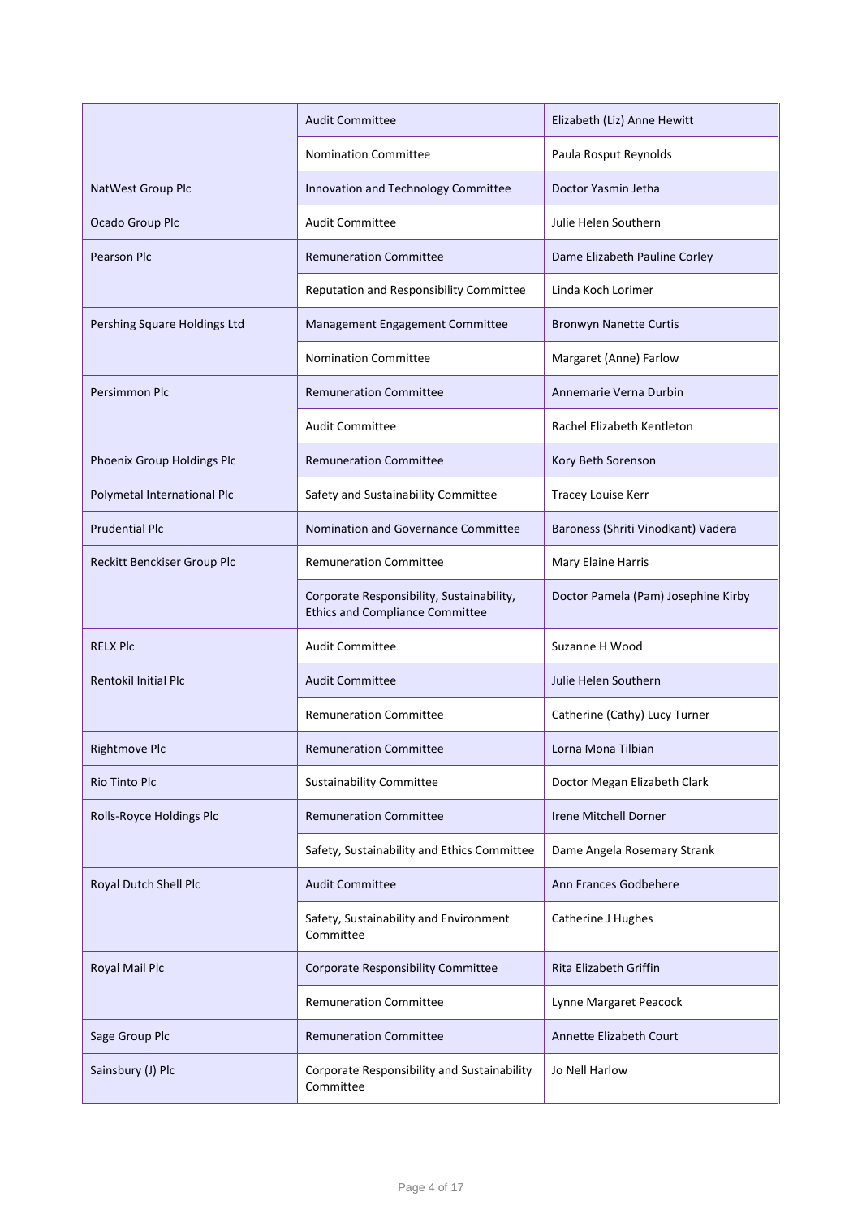| | | |
|---|---|---|
| | Audit Committee | Elizabeth (Liz) Anne Hewitt |
| | Nomination Committee | Paula Rosput Reynolds |
| NatWest Group Plc | Innovation and Technology Committee | Doctor Yasmin Jetha |
| Ocado Group Plc | Audit Committee | Julie Helen Southern |
| Pearson Plc | Remuneration Committee | Dame Elizabeth Pauline Corley |
| | Reputation and Responsibility Committee | Linda Koch Lorimer |
| Pershing Square Holdings Ltd | Management Engagement Committee | Bronwyn Nanette Curtis |
| | Nomination Committee | Margaret (Anne) Farlow |
| Persimmon Plc | Remuneration Committee | Annemarie Verna Durbin |
| | Audit Committee | Rachel Elizabeth Kentleton |
| Phoenix Group Holdings Plc | Remuneration Committee | Kory Beth Sorenson |
| Polymetal International Plc | Safety and Sustainability Committee | Tracey Louise Kerr |
| Prudential Plc | Nomination and Governance Committee | Baroness (Shriti Vinodkant) Vadera |
| Reckitt Benckiser Group Plc | Remuneration Committee | Mary Elaine Harris |
| | Corporate Responsibility, Sustainability, Ethics and Compliance Committee | Doctor Pamela (Pam) Josephine Kirby |
| RELX Plc | Audit Committee | Suzanne H Wood |
| Rentokil Initial Plc | Audit Committee | Julie Helen Southern |
| | Remuneration Committee | Catherine (Cathy) Lucy Turner |
| Rightmove Plc | Remuneration Committee | Lorna Mona Tilbian |
| Rio Tinto Plc | Sustainability Committee | Doctor Megan Elizabeth Clark |
| Rolls-Royce Holdings Plc | Remuneration Committee | Irene Mitchell Dorner |
| | Safety, Sustainability and Ethics Committee | Dame Angela Rosemary Strank |
| Royal Dutch Shell Plc | Audit Committee | Ann Frances Godbehere |
| | Safety, Sustainability and Environment Committee | Catherine J Hughes |
| Royal Mail Plc | Corporate Responsibility Committee | Rita Elizabeth Griffin |
| | Remuneration Committee | Lynne Margaret Peacock |
| Sage Group Plc | Remuneration Committee | Annette Elizabeth Court |
| Sainsbury (J) Plc | Corporate Responsibility and Sustainability Committee | Jo Nell Harlow |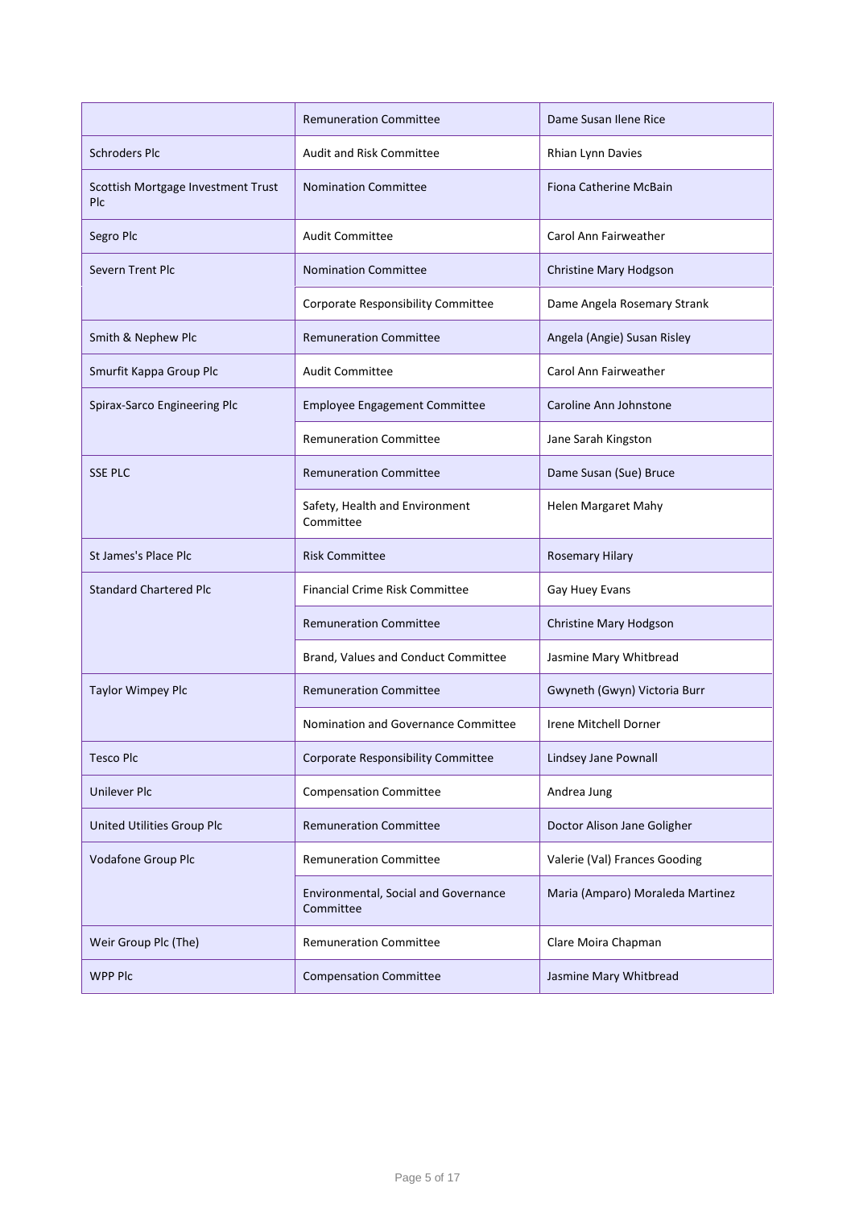| | | |
|---|---|---|
| | Remuneration Committee | Dame Susan Ilene Rice |
| Schroders Plc | Audit and Risk Committee | Rhian Lynn Davies |
| Scottish Mortgage Investment Trust Plc | Nomination Committee | Fiona Catherine McBain |
| Segro Plc | Audit Committee | Carol Ann Fairweather |
| Severn Trent Plc | Nomination Committee | Christine Mary Hodgson |
| | Corporate Responsibility Committee | Dame Angela Rosemary Strank |
| Smith & Nephew Plc | Remuneration Committee | Angela (Angie) Susan Risley |
| Smurfit Kappa Group Plc | Audit Committee | Carol Ann Fairweather |
| Spirax-Sarco Engineering Plc | Employee Engagement Committee | Caroline Ann Johnstone |
| | Remuneration Committee | Jane Sarah Kingston |
| SSE PLC | Remuneration Committee | Dame Susan (Sue) Bruce |
| | Safety, Health and Environment Committee | Helen Margaret Mahy |
| St James's Place Plc | Risk Committee | Rosemary Hilary |
| Standard Chartered Plc | Financial Crime Risk Committee | Gay Huey Evans |
| | Remuneration Committee | Christine Mary Hodgson |
| | Brand, Values and Conduct Committee | Jasmine Mary Whitbread |
| Taylor Wimpey Plc | Remuneration Committee | Gwyneth (Gwyn) Victoria Burr |
| | Nomination and Governance Committee | Irene Mitchell Dorner |
| Tesco Plc | Corporate Responsibility Committee | Lindsey Jane Pownall |
| Unilever Plc | Compensation Committee | Andrea Jung |
| United Utilities Group Plc | Remuneration Committee | Doctor Alison Jane Goligher |
| Vodafone Group Plc | Remuneration Committee | Valerie (Val) Frances Gooding |
| | Environmental, Social and Governance Committee | Maria (Amparo) Moraleda Martinez |
| Weir Group Plc (The) | Remuneration Committee | Clare Moira Chapman |
| WPP Plc | Compensation Committee | Jasmine Mary Whitbread |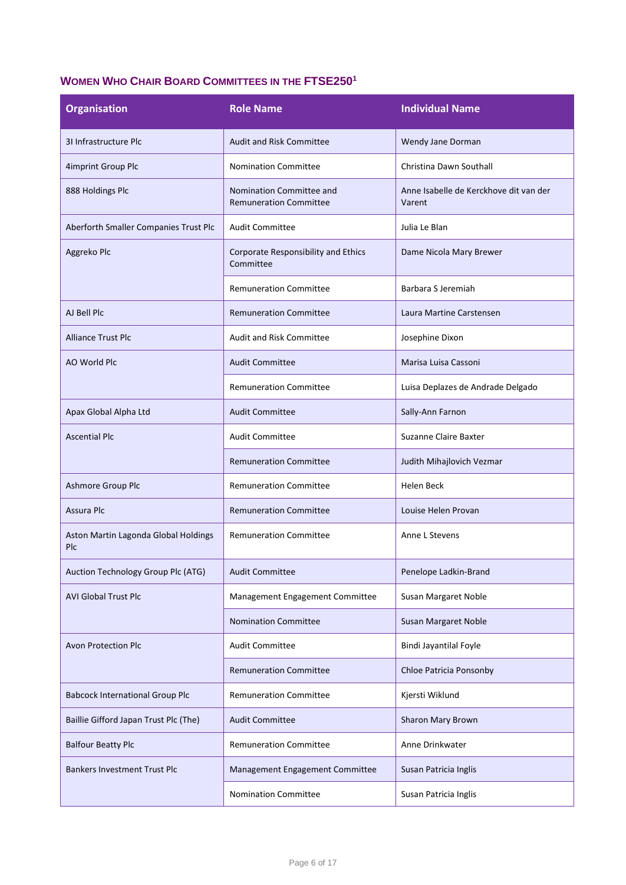## WOMEN WHO CHAIR BOARD COMMITTEES IN THE FTSE250[1]

| Organisation | Role Name | Individual Name |
|---|---|---|
| 3I Infrastructure Plc | Audit and Risk Committee | Wendy Jane Dorman |
| 4imprint Group Plc | Nomination Committee | Christina Dawn Southall |
| 888 Holdings Plc | Nomination Committee and Remuneration Committee | Anne Isabelle de Kerckhove dit van der Varent |
| Aberforth Smaller Companies Trust Plc | Audit Committee | Julia Le Blan |
| Aggreko Plc | Corporate Responsibility and Ethics Committee | Dame Nicola Mary Brewer |
| | Remuneration Committee | Barbara S Jeremiah |
| AJ Bell Plc | Remuneration Committee | Laura Martine Carstensen |
| Alliance Trust Plc | Audit and Risk Committee | Josephine Dixon |
| AO World Plc | Audit Committee | Marisa Luisa Cassoni |
| | Remuneration Committee | Luisa Deplazes de Andrade Delgado |
| Apax Global Alpha Ltd | Audit Committee | Sally-Ann Farnon |
| Ascential Plc | Audit Committee | Suzanne Claire Baxter |
| | Remuneration Committee | Judith Mihajlovich Vezmar |
| Ashmore Group Plc | Remuneration Committee | Helen Beck |
| Assura Plc | Remuneration Committee | Louise Helen Provan |
| Aston Martin Lagonda Global Holdings Plc | Remuneration Committee | Anne L Stevens |
| Auction Technology Group Plc (ATG) | Audit Committee | Penelope Ladkin-Brand |
| AVI Global Trust Plc | Management Engagement Committee | Susan Margaret Noble |
| | Nomination Committee | Susan Margaret Noble |
| Avon Protection Plc | Audit Committee | Bindi Jayantilal Foyle |
| | Remuneration Committee | Chloe Patricia Ponsonby |
| Babcock International Group Plc | Remuneration Committee | Kjersti Wiklund |
| Baillie Gifford Japan Trust Plc (The) | Audit Committee | Sharon Mary Brown |
| Balfour Beatty Plc | Remuneration Committee | Anne Drinkwater |
| Bankers Investment Trust Plc | Management Engagement Committee | Susan Patricia Inglis |
| | Nomination Committee | Susan Patricia Inglis |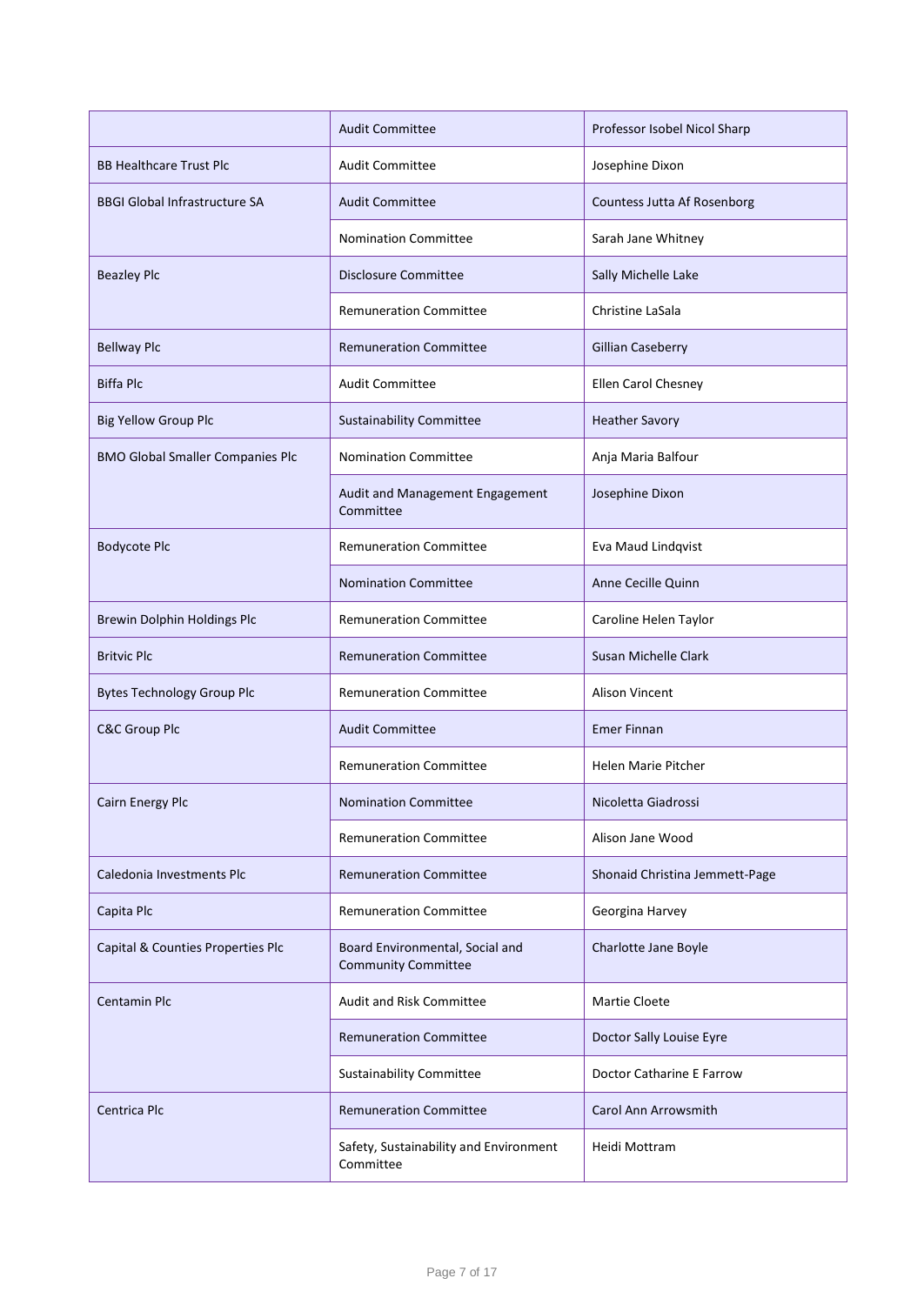| | | |
|---|---|---|
| | Audit Committee | Professor Isobel Nicol Sharp |
| BB Healthcare Trust Plc | Audit Committee | Josephine Dixon |
| BBGI Global Infrastructure SA | Audit Committee | Countess Jutta Af Rosenborg |
| | Nomination Committee | Sarah Jane Whitney |
| Beazley Plc | Disclosure Committee | Sally Michelle Lake |
| | Remuneration Committee | Christine LaSala |
| Bellway Plc | Remuneration Committee | Gillian Caseberry |
| Biffa Plc | Audit Committee | Ellen Carol Chesney |
| Big Yellow Group Plc | Sustainability Committee | Heather Savory |
| BMO Global Smaller Companies Plc | Nomination Committee | Anja Maria Balfour |
| | Audit and Management Engagement Committee | Josephine Dixon |
| Bodycote Plc | Remuneration Committee | Eva Maud Lindqvist |
| | Nomination Committee | Anne Cecille Quinn |
| Brewin Dolphin Holdings Plc | Remuneration Committee | Caroline Helen Taylor |
| Britvic Plc | Remuneration Committee | Susan Michelle Clark |
| Bytes Technology Group Plc | Remuneration Committee | Alison Vincent |
| C&C Group Plc | Audit Committee | Emer Finnan |
| | Remuneration Committee | Helen Marie Pitcher |
| Cairn Energy Plc | Nomination Committee | Nicoletta Giadrossi |
| | Remuneration Committee | Alison Jane Wood |
| Caledonia Investments Plc | Remuneration Committee | Shonaid Christina Jemmett-Page |
| Capita Plc | Remuneration Committee | Georgina Harvey |
| Capital & Counties Properties Plc | Board Environmental, Social and Community Committee | Charlotte Jane Boyle |
| Centamin Plc | Audit and Risk Committee | Martie Cloete |
| | Remuneration Committee | Doctor Sally Louise Eyre |
| | Sustainability Committee | Doctor Catharine E Farrow |
| Centrica Plc | Remuneration Committee | Carol Ann Arrowsmith |
| | Safety, Sustainability and Environment Committee | Heidi Mottram |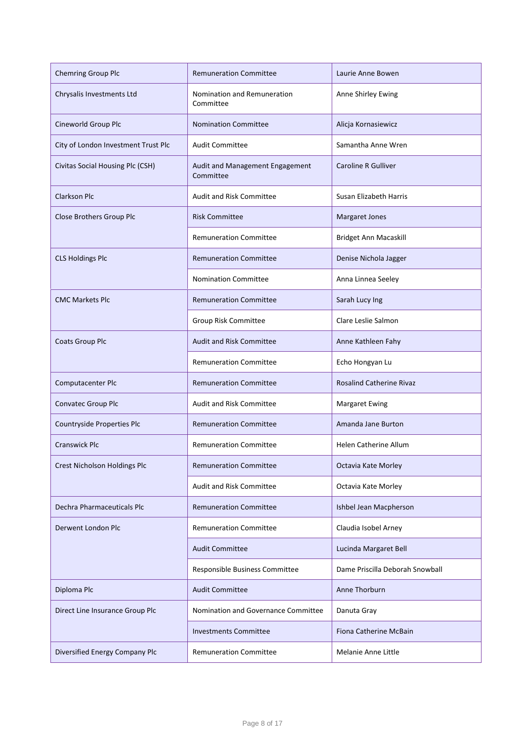| Chemring Group Plc | Remuneration Committee | Laurie Anne Bowen |
|---|---|---|
| Chrysalis Investments Ltd | Nomination and Remuneration Committee | Anne Shirley Ewing |
| Cineworld Group Plc | Nomination Committee | Alicja Kornasiewicz |
| City of London Investment Trust Plc | Audit Committee | Samantha Anne Wren |
| Civitas Social Housing Plc (CSH) | Audit and Management Engagement Committee | Caroline R Gulliver |
| Clarkson Plc | Audit and Risk Committee | Susan Elizabeth Harris |
| Close Brothers Group Plc | Risk Committee | Margaret Jones |
| | Remuneration Committee | Bridget Ann Macaskill |
| CLS Holdings Plc | Remuneration Committee | Denise Nichola Jagger |
| | Nomination Committee | Anna Linnea Seeley |
| CMC Markets Plc | Remuneration Committee | Sarah Lucy Ing |
| | Group Risk Committee | Clare Leslie Salmon |
| Coats Group Plc | Audit and Risk Committee | Anne Kathleen Fahy |
| | Remuneration Committee | Echo Hongyan Lu |
| Computacenter Plc | Remuneration Committee | Rosalind Catherine Rivaz |
| Convatec Group Plc | Audit and Risk Committee | Margaret Ewing |
| Countryside Properties Plc | Remuneration Committee | Amanda Jane Burton |
| Cranswick Plc | Remuneration Committee | Helen Catherine Allum |
| Crest Nicholson Holdings Plc | Remuneration Committee | Octavia Kate Morley |
| | Audit and Risk Committee | Octavia Kate Morley |
| Dechra Pharmaceuticals Plc | Remuneration Committee | Ishbel Jean Macpherson |
| Derwent London Plc | Remuneration Committee | Claudia Isobel Arney |
| | Audit Committee | Lucinda Margaret Bell |
| | Responsible Business Committee | Dame Priscilla Deborah Snowball |
| Diploma Plc | Audit Committee | Anne Thorburn |
| Direct Line Insurance Group Plc | Nomination and Governance Committee | Danuta Gray |
| | Investments Committee | Fiona Catherine McBain |
| Diversified Energy Company Plc | Remuneration Committee | Melanie Anne Little |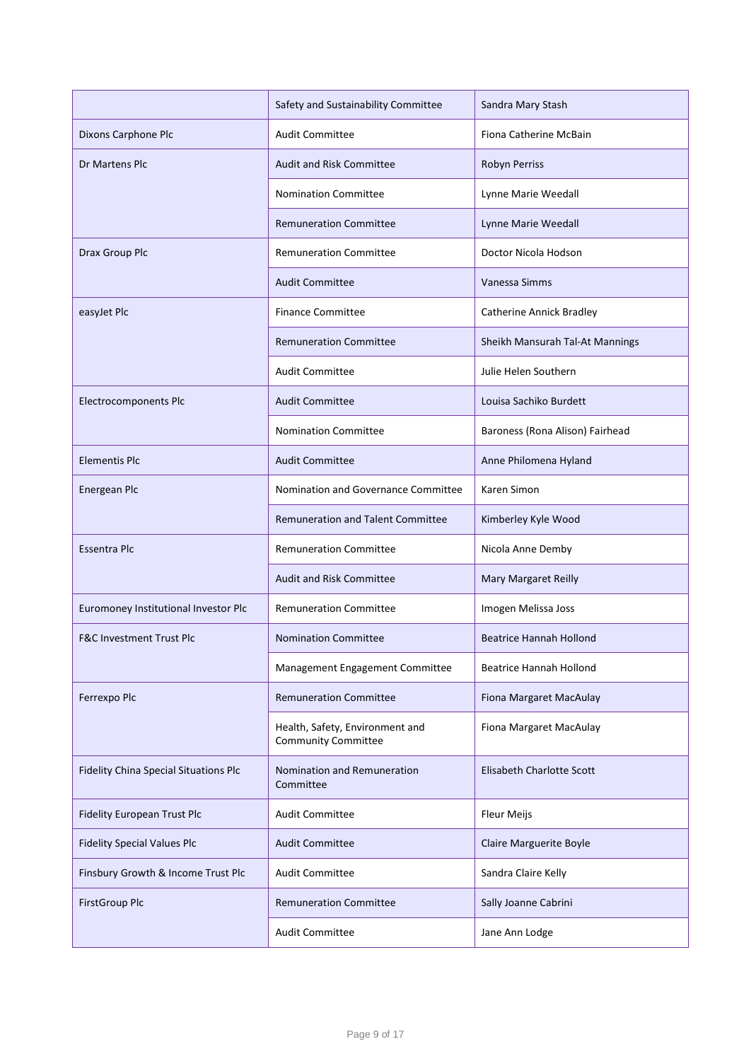| | | |
|---|---|---|
| | Safety and Sustainability Committee | Sandra Mary Stash |
| Dixons Carphone Plc | Audit Committee | Fiona Catherine McBain |
| Dr Martens Plc | Audit and Risk Committee | Robyn Perriss |
| | Nomination Committee | Lynne Marie Weedall |
| | Remuneration Committee | Lynne Marie Weedall |
| Drax Group Plc | Remuneration Committee | Doctor Nicola Hodson |
| | Audit Committee | Vanessa Simms |
| easyJet Plc | Finance Committee | Catherine Annick Bradley |
| | Remuneration Committee | Sheikh Mansurah Tal-At Mannings |
| | Audit Committee | Julie Helen Southern |
| Electrocomponents Plc | Audit Committee | Louisa Sachiko Burdett |
| | Nomination Committee | Baroness (Rona Alison) Fairhead |
| Elementis Plc | Audit Committee | Anne Philomena Hyland |
| Energean Plc | Nomination and Governance Committee | Karen Simon |
| | Remuneration and Talent Committee | Kimberley Kyle Wood |
| Essentra Plc | Remuneration Committee | Nicola Anne Demby |
| | Audit and Risk Committee | Mary Margaret Reilly |
| Euromoney Institutional Investor Plc | Remuneration Committee | Imogen Melissa Joss |
| F&C Investment Trust Plc | Nomination Committee | Beatrice Hannah Hollond |
| | Management Engagement Committee | Beatrice Hannah Hollond |
| Ferrexpo Plc | Remuneration Committee | Fiona Margaret MacAulay |
| | Health, Safety, Environment and Community Committee | Fiona Margaret MacAulay |
| Fidelity China Special Situations Plc | Nomination and Remuneration Committee | Elisabeth Charlotte Scott |
| Fidelity European Trust Plc | Audit Committee | Fleur Meijs |
| Fidelity Special Values Plc | Audit Committee | Claire Marguerite Boyle |
| Finsbury Growth & Income Trust Plc | Audit Committee | Sandra Claire Kelly |
| FirstGroup Plc | Remuneration Committee | Sally Joanne Cabrini |
| | Audit Committee | Jane Ann Lodge |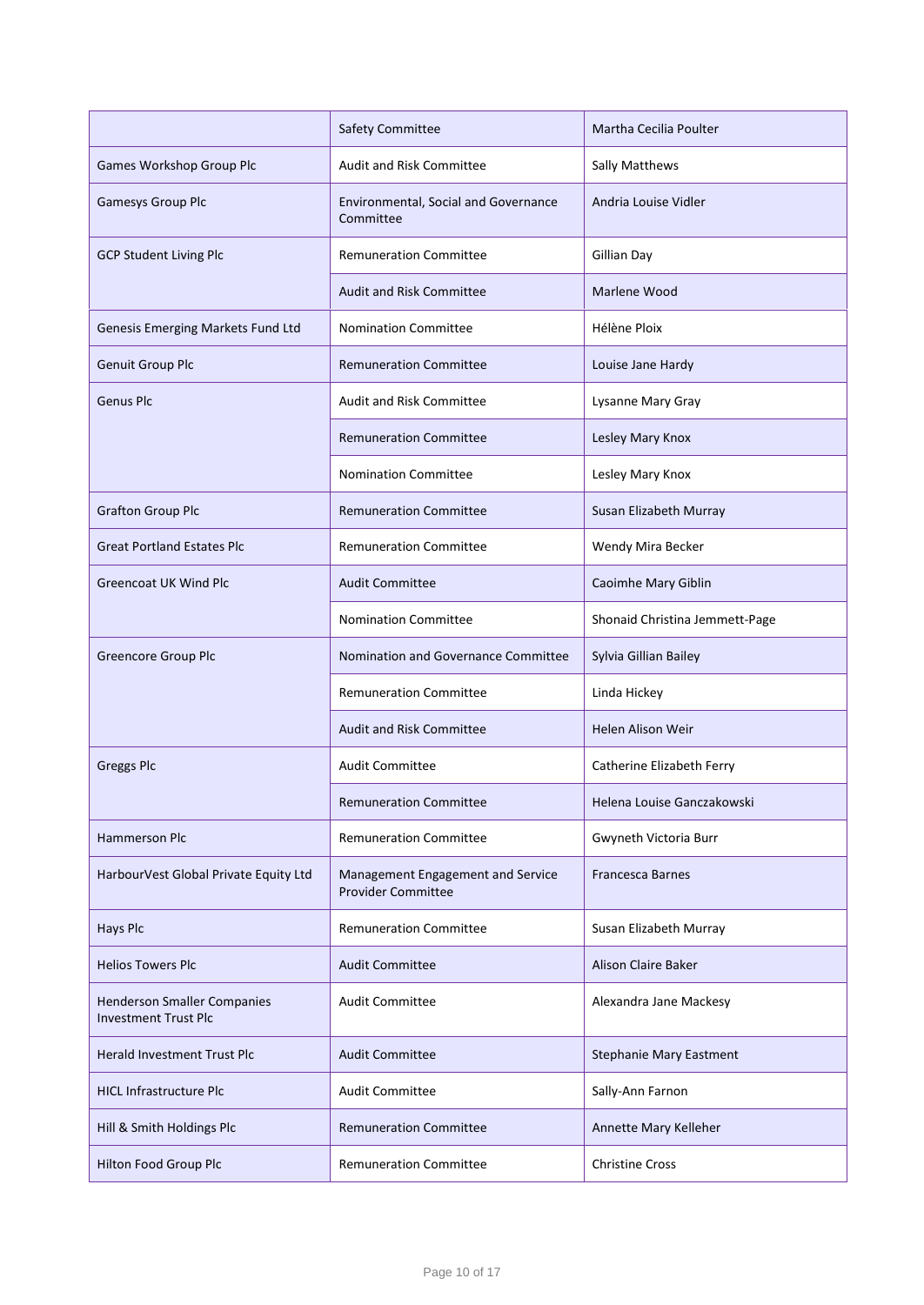| | | |
|---|---|---|
| | Safety Committee | Martha Cecilia Poulter |
| Games Workshop Group Plc | Audit and Risk Committee | Sally Matthews |
| Gamesys Group Plc | Environmental, Social and Governance Committee | Andria Louise Vidler |
| GCP Student Living Plc | Remuneration Committee | Gillian Day |
| | Audit and Risk Committee | Marlene Wood |
| Genesis Emerging Markets Fund Ltd | Nomination Committee | Hélène Ploix |
| Genuit Group Plc | Remuneration Committee | Louise Jane Hardy |
| Genus Plc | Audit and Risk Committee | Lysanne Mary Gray |
| | Remuneration Committee | Lesley Mary Knox |
| | Nomination Committee | Lesley Mary Knox |
| Grafton Group Plc | Remuneration Committee | Susan Elizabeth Murray |
| Great Portland Estates Plc | Remuneration Committee | Wendy Mira Becker |
| Greencoat UK Wind Plc | Audit Committee | Caoimhe Mary Giblin |
| | Nomination Committee | Shonaid Christina Jemmett-Page |
| Greencore Group Plc | Nomination and Governance Committee | Sylvia Gillian Bailey |
| | Remuneration Committee | Linda Hickey |
| | Audit and Risk Committee | Helen Alison Weir |
| Greggs Plc | Audit Committee | Catherine Elizabeth Ferry |
| | Remuneration Committee | Helena Louise Ganczakowski |
| Hammerson Plc | Remuneration Committee | Gwyneth Victoria Burr |
| HarbourVest Global Private Equity Ltd | Management Engagement and Service Provider Committee | Francesca Barnes |
| Hays Plc | Remuneration Committee | Susan Elizabeth Murray |
| Helios Towers Plc | Audit Committee | Alison Claire Baker |
| Henderson Smaller Companies Investment Trust Plc | Audit Committee | Alexandra Jane Mackesy |
| Herald Investment Trust Plc | Audit Committee | Stephanie Mary Eastment |
| HICL Infrastructure Plc | Audit Committee | Sally-Ann Farnon |
| Hill & Smith Holdings Plc | Remuneration Committee | Annette Mary Kelleher |
| Hilton Food Group Plc | Remuneration Committee | Christine Cross |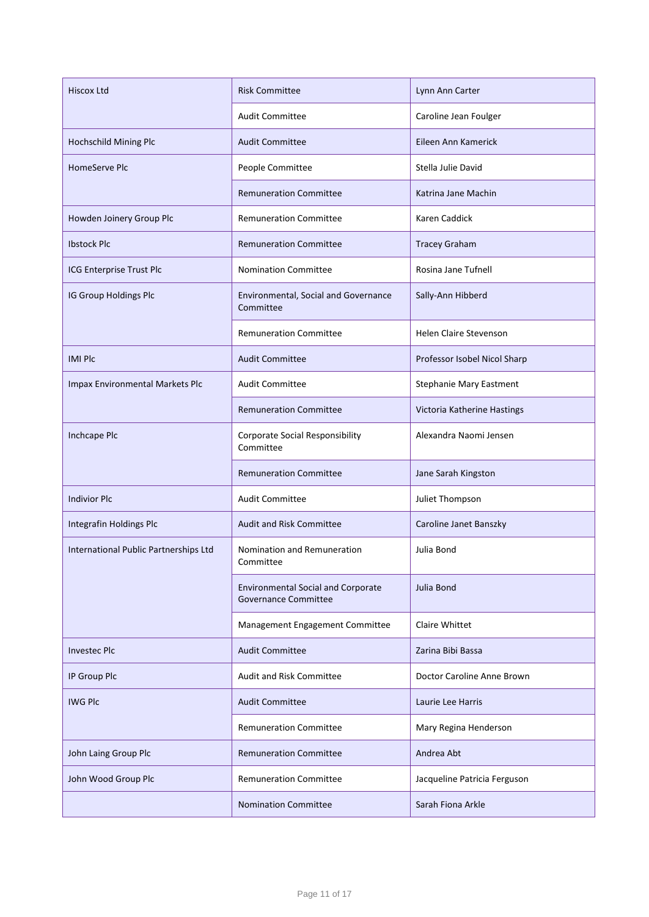| Hiscox Ltd | Risk Committee | Lynn Ann Carter |
|---|---|---|
| | Audit Committee | Caroline Jean Foulger |
| Hochschild Mining Plc | Audit Committee | Eileen Ann Kamerick |
| HomeServe Plc | People Committee | Stella Julie David |
| | Remuneration Committee | Katrina Jane Machin |
| Howden Joinery Group Plc | Remuneration Committee | Karen Caddick |
| Ibstock Plc | Remuneration Committee | Tracey Graham |
| ICG Enterprise Trust Plc | Nomination Committee | Rosina Jane Tufnell |
| IG Group Holdings Plc | Environmental, Social and Governance Committee | Sally-Ann Hibberd |
| | Remuneration Committee | Helen Claire Stevenson |
| IMI Plc | Audit Committee | Professor Isobel Nicol Sharp |
| Impax Environmental Markets Plc | Audit Committee | Stephanie Mary Eastment |
| | Remuneration Committee | Victoria Katherine Hastings |
| Inchcape Plc | Corporate Social Responsibility Committee | Alexandra Naomi Jensen |
| | Remuneration Committee | Jane Sarah Kingston |
| Indivior Plc | Audit Committee | Juliet Thompson |
| Integrafin Holdings Plc | Audit and Risk Committee | Caroline Janet Banszky |
| International Public Partnerships Ltd | Nomination and Remuneration Committee | Julia Bond |
| | Environmental Social and Corporate Governance Committee | Julia Bond |
| | Management Engagement Committee | Claire Whittet |
| Investec Plc | Audit Committee | Zarina Bibi Bassa |
| IP Group Plc | Audit and Risk Committee | Doctor Caroline Anne Brown |
| IWG Plc | Audit Committee | Laurie Lee Harris |
| | Remuneration Committee | Mary Regina Henderson |
| John Laing Group Plc | Remuneration Committee | Andrea Abt |
| John Wood Group Plc | Remuneration Committee | Jacqueline Patricia Ferguson |
| | Nomination Committee | Sarah Fiona Arkle |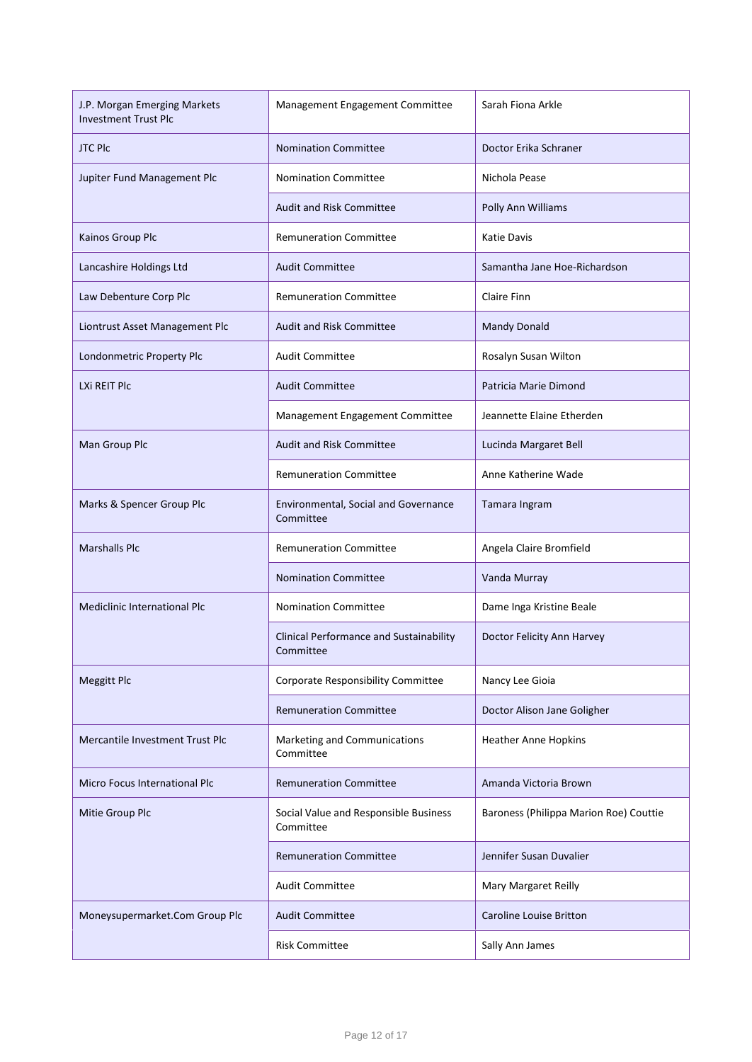| | | |
|---|---|---|
| J.P. Morgan Emerging Markets Investment Trust Plc | Management Engagement Committee | Sarah Fiona Arkle |
| JTC Plc | Nomination Committee | Doctor Erika Schraner |
| Jupiter Fund Management Plc | Nomination Committee | Nichola Pease |
| | Audit and Risk Committee | Polly Ann Williams |
| Kainos Group Plc | Remuneration Committee | Katie Davis |
| Lancashire Holdings Ltd | Audit Committee | Samantha Jane Hoe-Richardson |
| Law Debenture Corp Plc | Remuneration Committee | Claire Finn |
| Liontrust Asset Management Plc | Audit and Risk Committee | Mandy Donald |
| Londonmetric Property Plc | Audit Committee | Rosalyn Susan Wilton |
| LXi REIT Plc | Audit Committee | Patricia Marie Dimond |
| | Management Engagement Committee | Jeannette Elaine Etherden |
| Man Group Plc | Audit and Risk Committee | Lucinda Margaret Bell |
| | Remuneration Committee | Anne Katherine Wade |
| Marks & Spencer Group Plc | Environmental, Social and Governance Committee | Tamara Ingram |
| Marshalls Plc | Remuneration Committee | Angela Claire Bromfield |
| | Nomination Committee | Vanda Murray |
| Mediclinic International Plc | Nomination Committee | Dame Inga Kristine Beale |
| | Clinical Performance and Sustainability Committee | Doctor Felicity Ann Harvey |
| Meggitt Plc | Corporate Responsibility Committee | Nancy Lee Gioia |
| | Remuneration Committee | Doctor Alison Jane Goligher |
| Mercantile Investment Trust Plc | Marketing and Communications Committee | Heather Anne Hopkins |
| Micro Focus International Plc | Remuneration Committee | Amanda Victoria Brown |
| Mitie Group Plc | Social Value and Responsible Business Committee | Baroness (Philippa Marion Roe) Couttie |
| | Remuneration Committee | Jennifer Susan Duvalier |
| | Audit Committee | Mary Margaret Reilly |
| Moneysupermarket.Com Group Plc | Audit Committee | Caroline Louise Britton |
| | Risk Committee | Sally Ann James |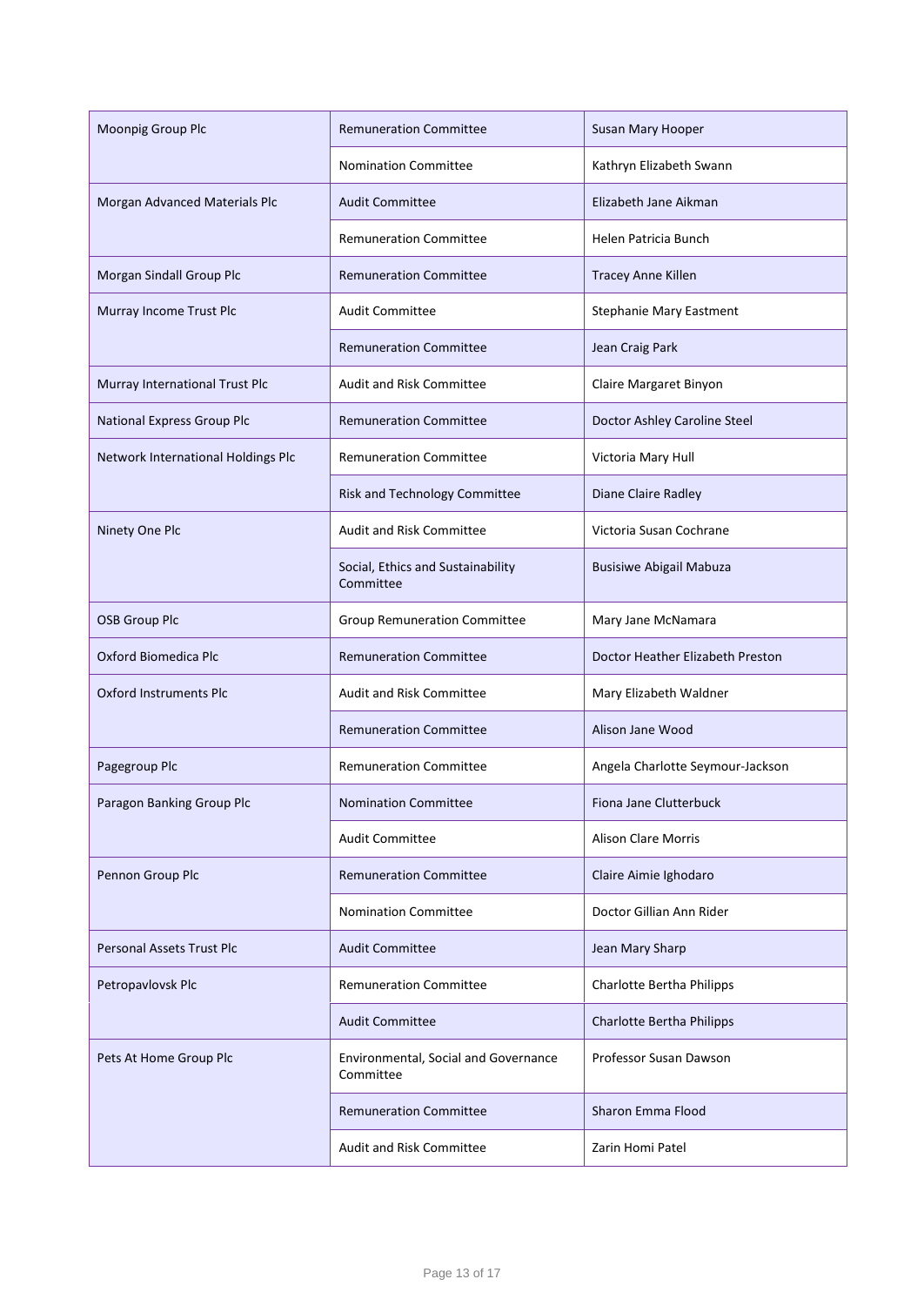| | | |
|---|---|---|
| Moonpig Group Plc | Remuneration Committee | Susan Mary Hooper |
| | Nomination Committee | Kathryn Elizabeth Swann |
| Morgan Advanced Materials Plc | Audit Committee | Elizabeth Jane Aikman |
| | Remuneration Committee | Helen Patricia Bunch |
| Morgan Sindall Group Plc | Remuneration Committee | Tracey Anne Killen |
| Murray Income Trust Plc | Audit Committee | Stephanie Mary Eastment |
| | Remuneration Committee | Jean Craig Park |
| Murray International Trust Plc | Audit and Risk Committee | Claire Margaret Binyon |
| National Express Group Plc | Remuneration Committee | Doctor Ashley Caroline Steel |
| Network International Holdings Plc | Remuneration Committee | Victoria Mary Hull |
| | Risk and Technology Committee | Diane Claire Radley |
| Ninety One Plc | Audit and Risk Committee | Victoria Susan Cochrane |
| | Social, Ethics and Sustainability Committee | Busisiwe Abigail Mabuza |
| OSB Group Plc | Group Remuneration Committee | Mary Jane McNamara |
| Oxford Biomedica Plc | Remuneration Committee | Doctor Heather Elizabeth Preston |
| Oxford Instruments Plc | Audit and Risk Committee | Mary Elizabeth Waldner |
| | Remuneration Committee | Alison Jane Wood |
| Pagegroup Plc | Remuneration Committee | Angela Charlotte Seymour-Jackson |
| Paragon Banking Group Plc | Nomination Committee | Fiona Jane Clutterbuck |
| | Audit Committee | Alison Clare Morris |
| Pennon Group Plc | Remuneration Committee | Claire Aimie Ighodaro |
| | Nomination Committee | Doctor Gillian Ann Rider |
| Personal Assets Trust Plc | Audit Committee | Jean Mary Sharp |
| Petropavlovsk Plc | Remuneration Committee | Charlotte Bertha Philipps |
| | Audit Committee | Charlotte Bertha Philipps |
| Pets At Home Group Plc | Environmental, Social and Governance Committee | Professor Susan Dawson |
| | Remuneration Committee | Sharon Emma Flood |
| | Audit and Risk Committee | Zarin Homi Patel |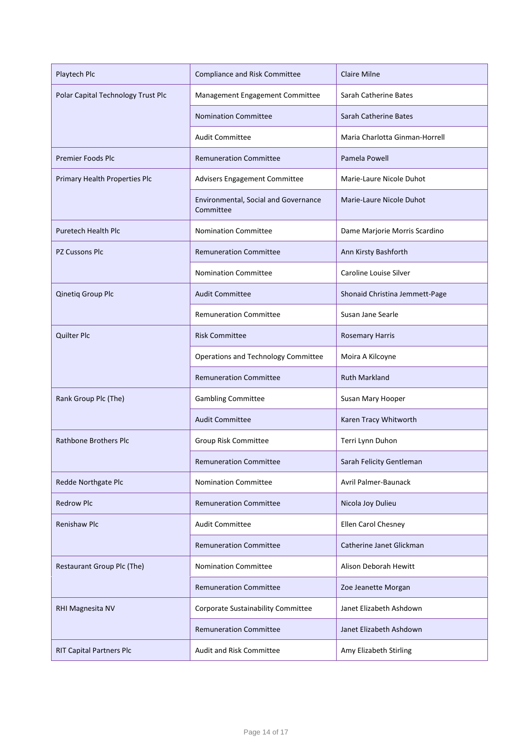| | | |
|---|---|---|
| Playtech Plc | Compliance and Risk Committee | Claire Milne |
| Polar Capital Technology Trust Plc | Management Engagement Committee | Sarah Catherine Bates |
| | Nomination Committee | Sarah Catherine Bates |
| | Audit Committee | Maria Charlotta Ginman-Horrell |
| Premier Foods Plc | Remuneration Committee | Pamela Powell |
| Primary Health Properties Plc | Advisers Engagement Committee | Marie-Laure Nicole Duhot |
| | Environmental, Social and Governance Committee | Marie-Laure Nicole Duhot |
| Puretech Health Plc | Nomination Committee | Dame Marjorie Morris Scardino |
| PZ Cussons Plc | Remuneration Committee | Ann Kirsty Bashforth |
| | Nomination Committee | Caroline Louise Silver |
| Qinetiq Group Plc | Audit Committee | Shonaid Christina Jemmett-Page |
| | Remuneration Committee | Susan Jane Searle |
| Quilter Plc | Risk Committee | Rosemary Harris |
| | Operations and Technology Committee | Moira A Kilcoyne |
| | Remuneration Committee | Ruth Markland |
| Rank Group Plc (The) | Gambling Committee | Susan Mary Hooper |
| | Audit Committee | Karen Tracy Whitworth |
| Rathbone Brothers Plc | Group Risk Committee | Terri Lynn Duhon |
| | Remuneration Committee | Sarah Felicity Gentleman |
| Redde Northgate Plc | Nomination Committee | Avril Palmer-Baunack |
| Redrow Plc | Remuneration Committee | Nicola Joy Dulieu |
| Renishaw Plc | Audit Committee | Ellen Carol Chesney |
| | Remuneration Committee | Catherine Janet Glickman |
| Restaurant Group Plc (The) | Nomination Committee | Alison Deborah Hewitt |
| | Remuneration Committee | Zoe Jeanette Morgan |
| RHI Magnesita NV | Corporate Sustainability Committee | Janet Elizabeth Ashdown |
| | Remuneration Committee | Janet Elizabeth Ashdown |
| RIT Capital Partners Plc | Audit and Risk Committee | Amy Elizabeth Stirling |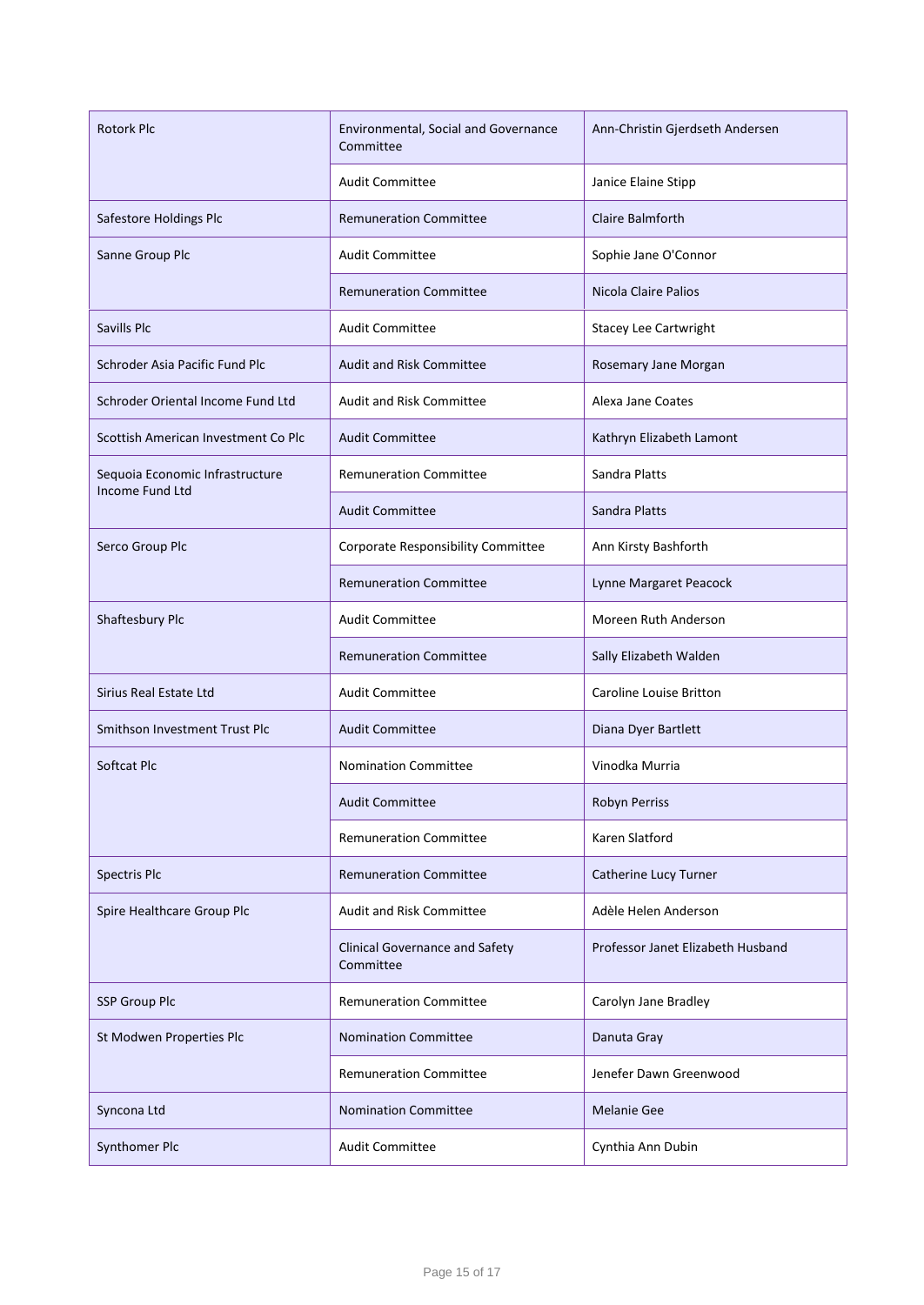| | | |
|---|---|---|
| Rotork Plc | Environmental, Social and Governance Committee | Ann-Christin Gjerdseth Andersen |
| | Audit Committee | Janice Elaine Stipp |
| Safestore Holdings Plc | Remuneration Committee | Claire Balmforth |
| Sanne Group Plc | Audit Committee | Sophie Jane O'Connor |
| | Remuneration Committee | Nicola Claire Palios |
| Savills Plc | Audit Committee | Stacey Lee Cartwright |
| Schroder Asia Pacific Fund Plc | Audit and Risk Committee | Rosemary Jane Morgan |
| Schroder Oriental Income Fund Ltd | Audit and Risk Committee | Alexa Jane Coates |
| Scottish American Investment Co Plc | Audit Committee | Kathryn Elizabeth Lamont |
| Sequoia Economic Infrastructure Income Fund Ltd | Remuneration Committee | Sandra Platts |
| | Audit Committee | Sandra Platts |
| Serco Group Plc | Corporate Responsibility Committee | Ann Kirsty Bashforth |
| | Remuneration Committee | Lynne Margaret Peacock |
| Shaftesbury Plc | Audit Committee | Moreen Ruth Anderson |
| | Remuneration Committee | Sally Elizabeth Walden |
| Sirius Real Estate Ltd | Audit Committee | Caroline Louise Britton |
| Smithson Investment Trust Plc | Audit Committee | Diana Dyer Bartlett |
| Softcat Plc | Nomination Committee | Vinodka Murria |
| | Audit Committee | Robyn Perriss |
| | Remuneration Committee | Karen Slatford |
| Spectris Plc | Remuneration Committee | Catherine Lucy Turner |
| Spire Healthcare Group Plc | Audit and Risk Committee | Adèle Helen Anderson |
| | Clinical Governance and Safety Committee | Professor Janet Elizabeth Husband |
| SSP Group Plc | Remuneration Committee | Carolyn Jane Bradley |
| St Modwen Properties Plc | Nomination Committee | Danuta Gray |
| | Remuneration Committee | Jenefer Dawn Greenwood |
| Syncona Ltd | Nomination Committee | Melanie Gee |
| Synthomer Plc | Audit Committee | Cynthia Ann Dubin |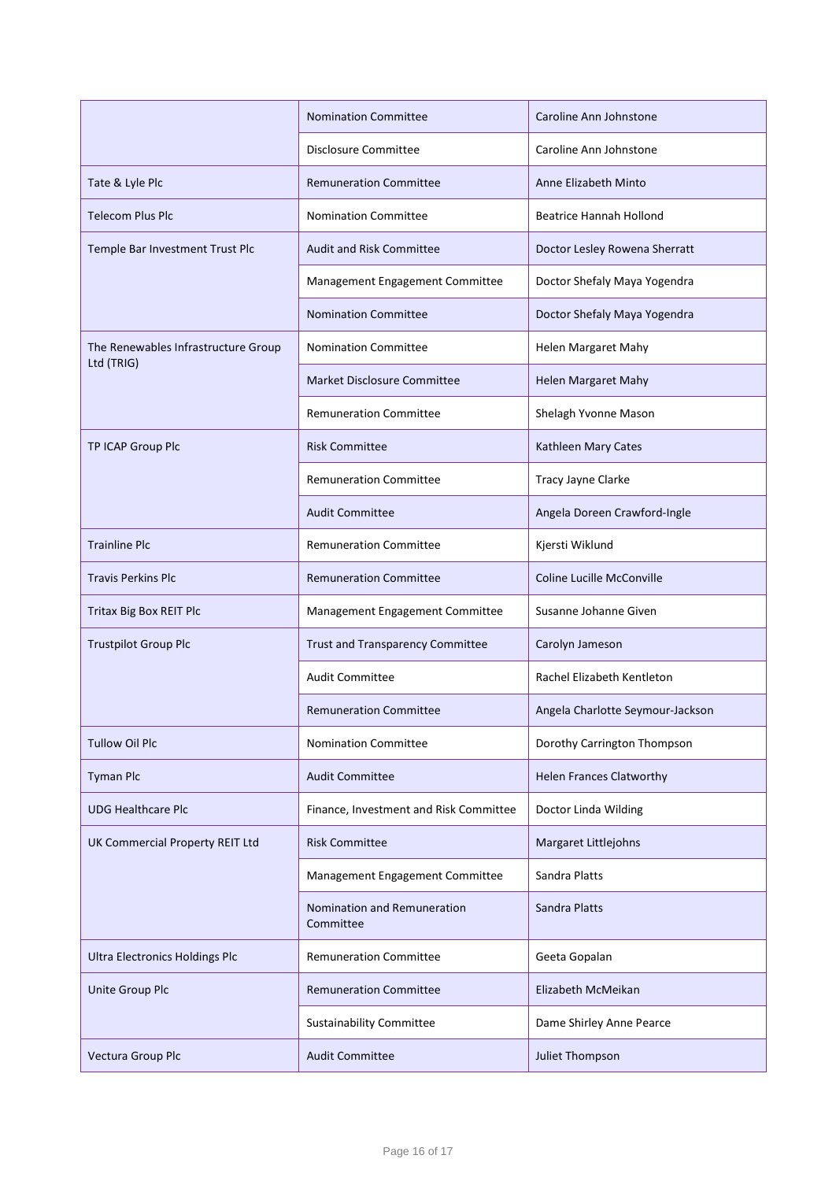| | | |
|---|---|---|
| | Nomination Committee | Caroline Ann Johnstone |
| | Disclosure Committee | Caroline Ann Johnstone |
| Tate & Lyle Plc | Remuneration Committee | Anne Elizabeth Minto |
| Telecom Plus Plc | Nomination Committee | Beatrice Hannah Hollond |
| Temple Bar Investment Trust Plc | Audit and Risk Committee | Doctor Lesley Rowena Sherratt |
| | Management Engagement Committee | Doctor Shefaly Maya Yogendra |
| | Nomination Committee | Doctor Shefaly Maya Yogendra |
| The Renewables Infrastructure Group Ltd (TRIG) | Nomination Committee | Helen Margaret Mahy |
| | Market Disclosure Committee | Helen Margaret Mahy |
| | Remuneration Committee | Shelagh Yvonne Mason |
| TP ICAP Group Plc | Risk Committee | Kathleen Mary Cates |
| | Remuneration Committee | Tracy Jayne Clarke |
| | Audit Committee | Angela Doreen Crawford-Ingle |
| Trainline Plc | Remuneration Committee | Kjersti Wiklund |
| Travis Perkins Plc | Remuneration Committee | Coline Lucille McConville |
| Tritax Big Box REIT Plc | Management Engagement Committee | Susanne Johanne Given |
| Trustpilot Group Plc | Trust and Transparency Committee | Carolyn Jameson |
| | Audit Committee | Rachel Elizabeth Kentleton |
| | Remuneration Committee | Angela Charlotte Seymour-Jackson |
| Tullow Oil Plc | Nomination Committee | Dorothy Carrington Thompson |
| Tyman Plc | Audit Committee | Helen Frances Clatworthy |
| UDG Healthcare Plc | Finance, Investment and Risk Committee | Doctor Linda Wilding |
| UK Commercial Property REIT Ltd | Risk Committee | Margaret Littlejohns |
| | Management Engagement Committee | Sandra Platts |
| | Nomination and Remuneration Committee | Sandra Platts |
| Ultra Electronics Holdings Plc | Remuneration Committee | Geeta Gopalan |
| Unite Group Plc | Remuneration Committee | Elizabeth McMeikan |
| | Sustainability Committee | Dame Shirley Anne Pearce |
| Vectura Group Plc | Audit Committee | Juliet Thompson |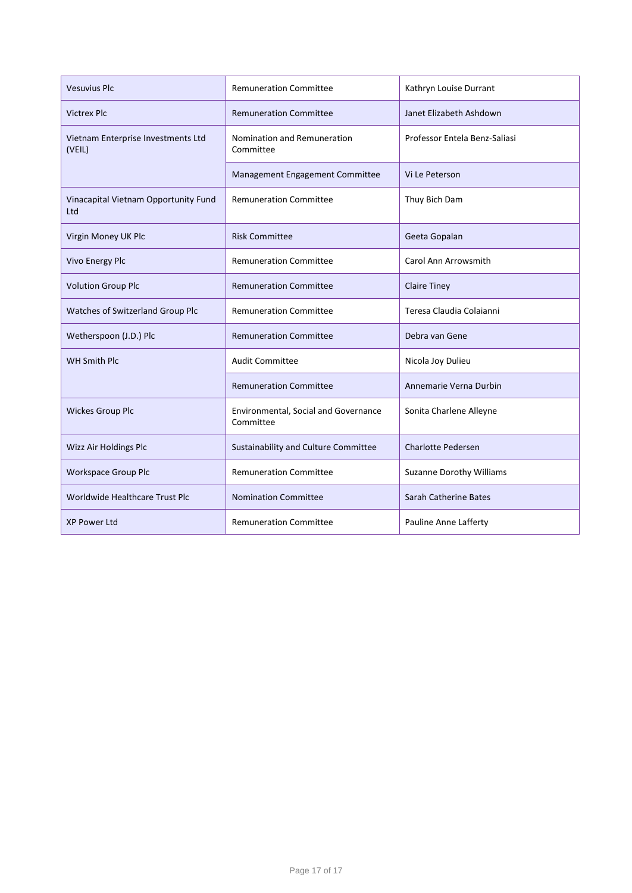| | | |
|---|---|---|
| Vesuvius Plc | Remuneration Committee | Kathryn Louise Durrant |
| Victrex Plc | Remuneration Committee | Janet Elizabeth Ashdown |
| Vietnam Enterprise Investments Ltd (VEIL) | Nomination and Remuneration Committee | Professor Entela Benz-Saliasi |
| | Management Engagement Committee | Vi Le Peterson |
| Vinacapital Vietnam Opportunity Fund Ltd | Remuneration Committee | Thuy Bich Dam |
| Virgin Money UK Plc | Risk Committee | Geeta Gopalan |
| Vivo Energy Plc | Remuneration Committee | Carol Ann Arrowsmith |
| Volution Group Plc | Remuneration Committee | Claire Tiney |
| Watches of Switzerland Group Plc | Remuneration Committee | Teresa Claudia Colaianni |
| Wetherspoon (J.D.) Plc | Remuneration Committee | Debra van Gene |
| WH Smith Plc | Audit Committee | Nicola Joy Dulieu |
| | Remuneration Committee | Annemarie Verna Durbin |
| Wickes Group Plc | Environmental, Social and Governance Committee | Sonita Charlene Alleyne |
| Wizz Air Holdings Plc | Sustainability and Culture Committee | Charlotte Pedersen |
| Workspace Group Plc | Remuneration Committee | Suzanne Dorothy Williams |
| Worldwide Healthcare Trust Plc | Nomination Committee | Sarah Catherine Bates |
| XP Power Ltd | Remuneration Committee | Pauline Anne Lafferty |